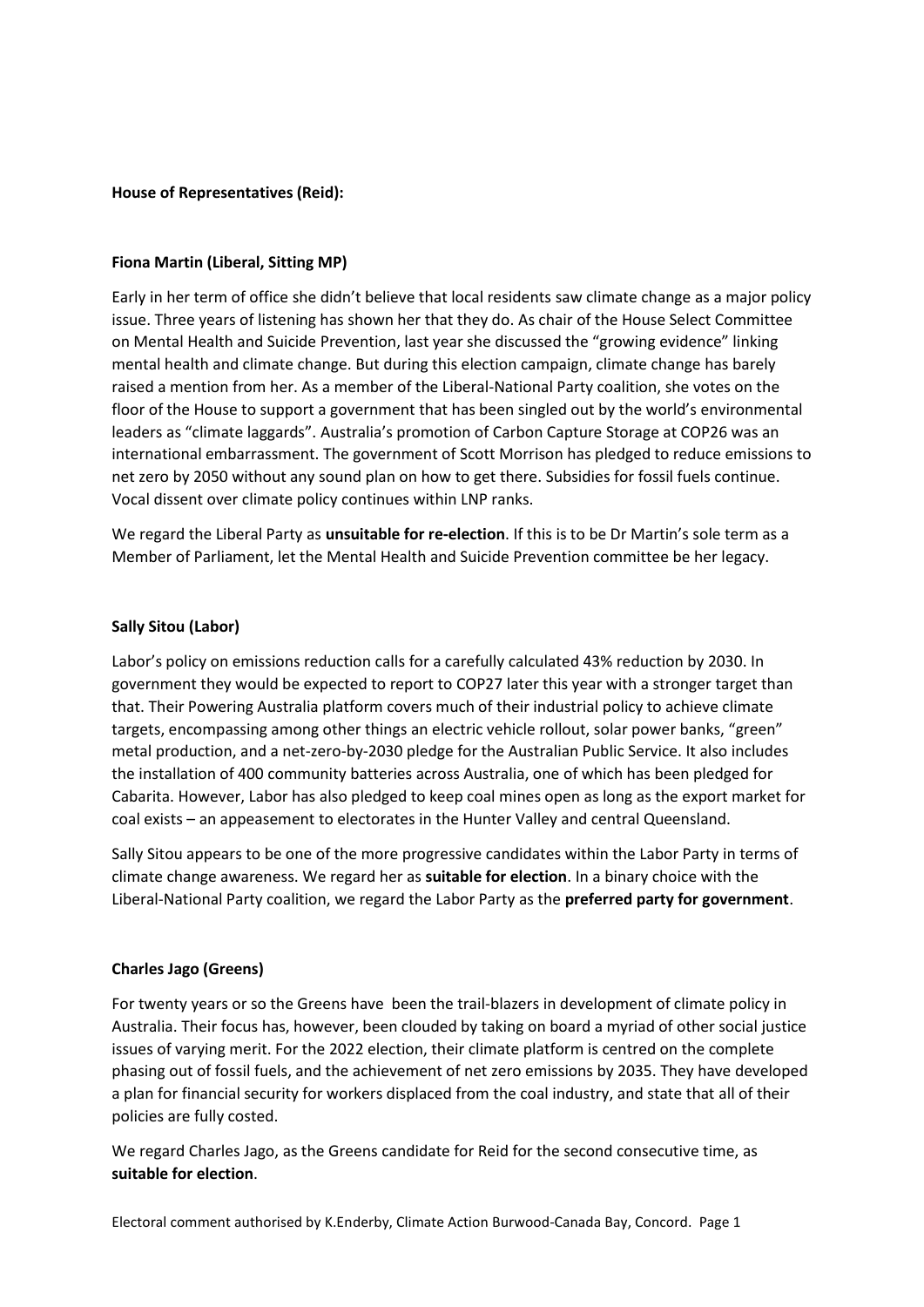**House of Representatives (Reid):**

**Fiona Martin (Liberal, Sitting MP)**

Early in her term of office she didn't believe that local residents saw climate change as a major policy issue. Three years of listening has shown her that they do. As chair of the House Select Committee on Mental Health and Suicide Prevention, last year she discussed the "growing evidence" linking mental health and climate change. But during this election campaign, climate change has barely raised a mention from her. As a member of the Liberal-National Party coalition, she votes on the floor of the House to support a government that has been singled out by the world's environmental leaders as "climate laggards". Australia's promotion of Carbon Capture Storage at COP26 was an international embarrassment. The government of Scott Morrison has pledged to reduce emissions to net zero by 2050 without any sound plan on how to get there. Subsidies for fossil fuels continue. Vocal dissent over climate policy continues within LNP ranks.

We regard the Liberal Party as **unsuitable for re-election**. If this is to be Dr Martin's sole term as a Member of Parliament, let the Mental Health and Suicide Prevention committee be her legacy.

**Sally Sitou (Labor)**

Labor's policy on emissions reduction calls for a carefully calculated 43% reduction by 2030. In government they would be expected to report to COP27 later this year with a stronger target than that. Their Powering Australia platform covers much of their industrial policy to achieve climate targets, encompassing among other things an electric vehicle rollout, solar power banks, "green" metal production, and a net-zero-by-2030 pledge for the Australian Public Service. It also includes the installation of 400 community batteries across Australia, one of which has been pledged for Cabarita. However, Labor has also pledged to keep coal mines open as long as the export market for coal exists – an appeasement to electorates in the Hunter Valley and central Queensland.

Sally Sitou appears to be one of the more progressive candidates within the Labor Party in terms of climate change awareness. We regard her as **suitable for election**. In a binary choice with the Liberal-National Party coalition, we regard the Labor Party as the **preferred party for government**.

**Charles Jago (Greens)**

For twenty years or so the Greens have been the trail-blazers in development of climate policy in Australia. Their focus has, however, been clouded by taking on board a myriad of other social justice issues of varying merit. For the 2022 election, their climate platform is centred on the complete phasing out of fossil fuels, and the achievement of net zero emissions by 2035. They have developed a plan for financial security for workers displaced from the coal industry, and state that all of their policies are fully costed.

We regard Charles Jago, as the Greens candidate for Reid for the second consecutive time, as **suitable for election**.

Electoral comment authorised by K.Enderby, Climate Action Burwood-Canada Bay, Concord.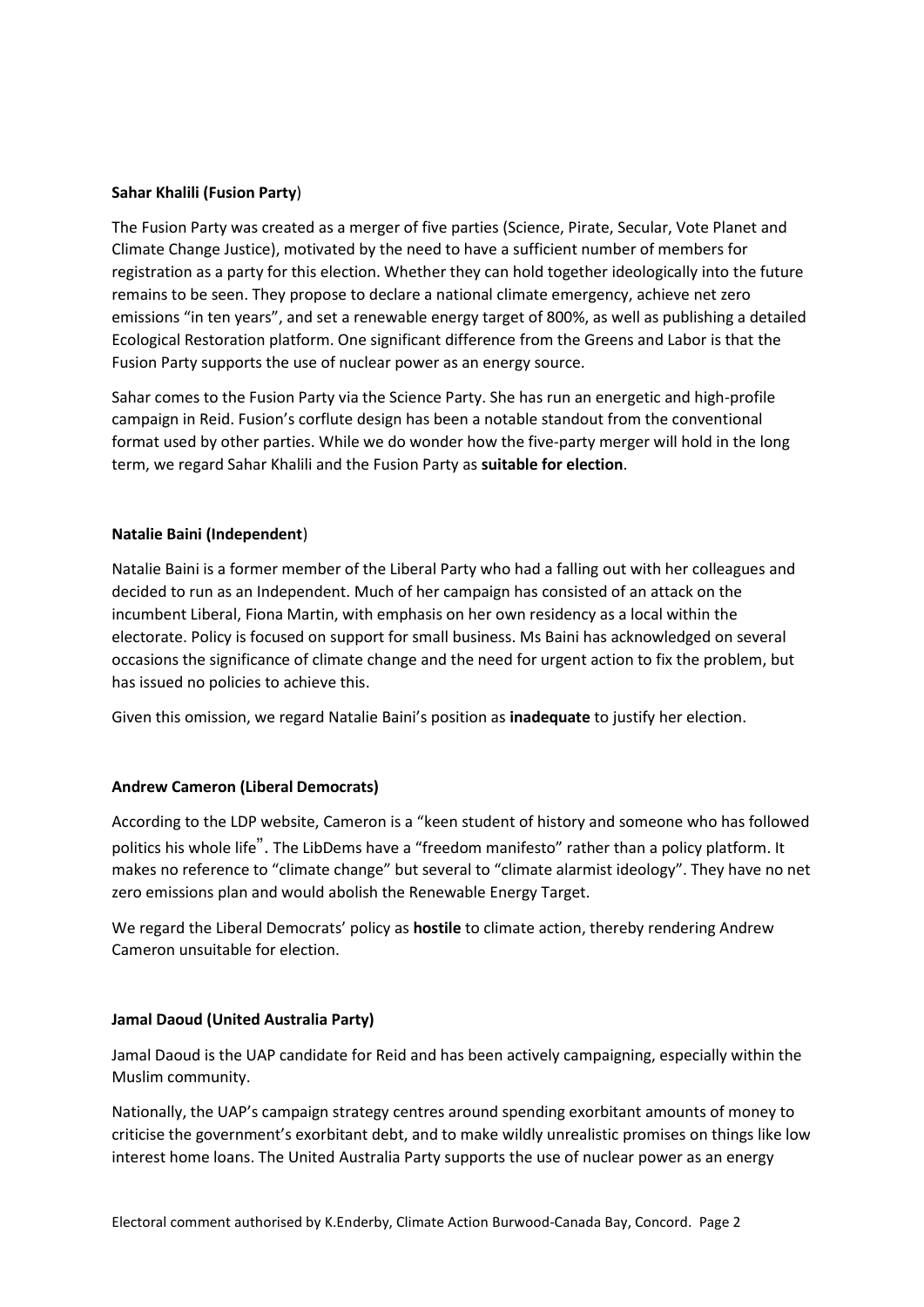**Sahar Khalili (Fusion Party**)

The Fusion Party was created as a merger of five parties (Science, Pirate, Secular, Vote Planet and Climate Change Justice), motivated by the need to have a sufficient number of members for registration as a party for this election. Whether they can hold together ideologically into the future remains to be seen. They propose to declare a national climate emergency, achieve net zero emissions "in ten years", and set a renewable energy target of 800%, as well as publishing a detailed Ecological Restoration platform. One significant difference from the Greens and Labor is that the Fusion Party supports the use of nuclear power as an energy source.

Sahar comes to the Fusion Party via the Science Party. She has run an energetic and high-profile campaign in Reid. Fusion's corflute design has been a notable standout from the conventional format used by other parties. While we do wonder how the five-party merger will hold in the long term, we regard Sahar Khalili and the Fusion Party as **suitable for election**.

**Natalie Baini (Independent**)

Natalie Baini is a former member of the Liberal Party who had a falling out with her colleagues and decided to run as an Independent. Much of her campaign has consisted of an attack on the incumbent Liberal, Fiona Martin, with emphasis on her own residency as a local within the electorate. Policy is focused on support for small business. Ms Baini has acknowledged on several occasions the significance of climate change and the need for urgent action to fix the problem, but has issued no policies to achieve this.

Given this omission, we regard Natalie Baini's position as **inadequate** to justify her election.

**Andrew Cameron (Liberal Democrats)**

According to the LDP website, Cameron is a "keen student of history and someone who has followed politics his whole life". The LibDems have a "freedom manifesto" rather than a policy platform. It makes no reference to "climate change" but several to "climate alarmist ideology". They have no net zero emissions plan and would abolish the Renewable Energy Target.

We regard the Liberal Democrats' policy as **hostile** to climate action, thereby rendering Andrew Cameron unsuitable for election.

**Jamal Daoud (United Australia Party)**

Jamal Daoud is the UAP candidate for Reid and has been actively campaigning, especially within the Muslim community.

Nationally, the UAP's campaign strategy centres around spending exorbitant amounts of money to criticise the government's exorbitant debt, and to make wildly unrealistic promises on things like low interest home loans. The United Australia Party supports the use of nuclear power as an energy

Electoral comment authorised by K.Enderby, Climate Action Burwood-Canada Bay, Concord.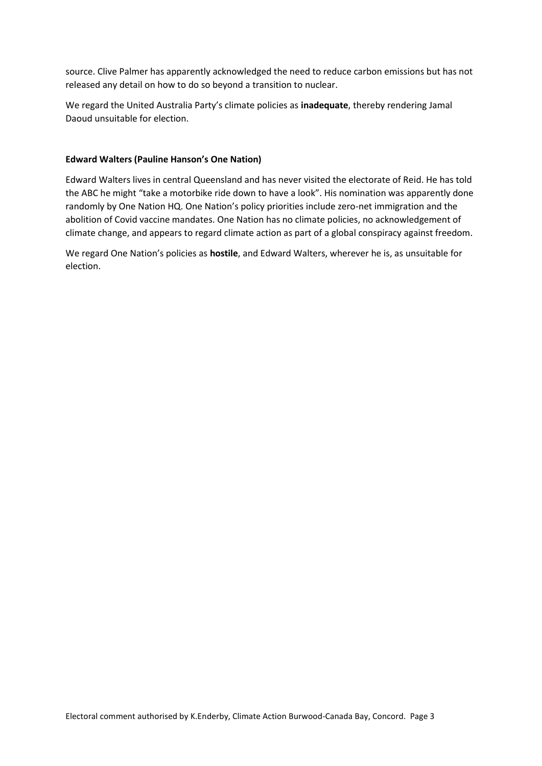source. Clive Palmer has apparently acknowledged the need to reduce carbon emissions but has not released any detail on how to do so beyond a transition to nuclear.

We regard the United Australia Party's climate policies as **inadequate**, thereby rendering Jamal Daoud unsuitable for election.

**Edward Walters (Pauline Hanson's One Nation)**

Edward Walters lives in central Queensland and has never visited the electorate of Reid. He has told the ABC he might "take a motorbike ride down to have a look". His nomination was apparently done randomly by One Nation HQ. One Nation's policy priorities include zero-net immigration and the abolition of Covid vaccine mandates. One Nation has no climate policies, no acknowledgement of climate change, and appears to regard climate action as part of a global conspiracy against freedom.

We regard One Nation's policies as **hostile**, and Edward Walters, wherever he is, as unsuitable for election.

Electoral comment authorised by K.Enderby, Climate Action Burwood-Canada Bay, Concord.